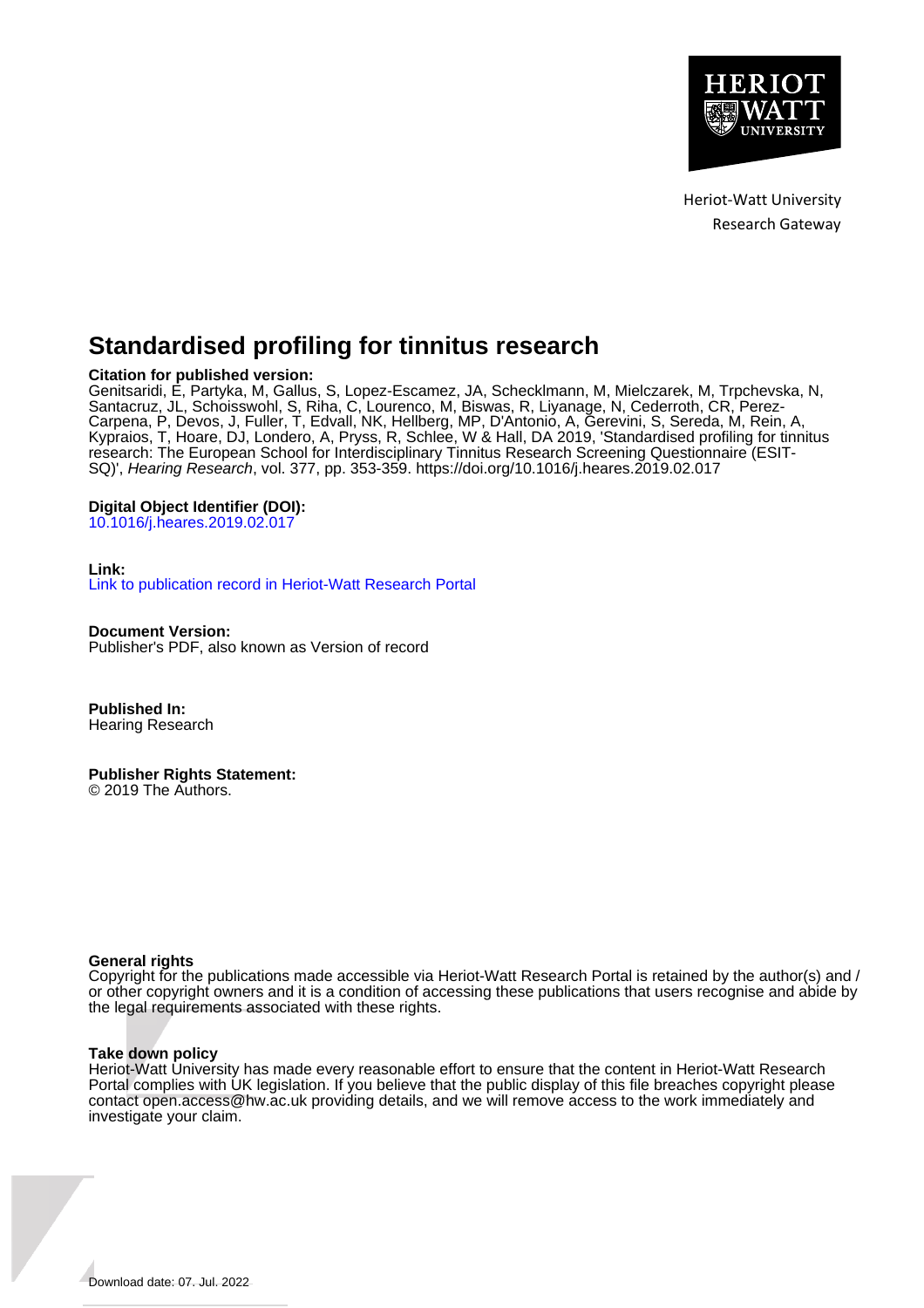Heriot-Watt University
Research Gateway

# Standardised profiling for tinnitus research

**Citation for published version:**
Genitsaridi, E, Partyka, M, Gallus, S, Lopez-Escamez, JA, Schecklmann, M, Mielczarek, M, Trpchevska, N, Santacruz, JL, Schoisswohl, S, Riha, C, Lourenco, M, Biswas, R, Liyanage, N, Cederroth, CR, Perez-Carpena, P, Devos, J, Fuller, T, Edvall, NK, Hellberg, MP, D'Antonio, A, Gerevini, S, Sereda, M, Rein, A, Kypraios, T, Hoare, DJ, Londero, A, Pryss, R, Schlee, W & Hall, DA 2019, 'Standardised profiling for tinnitus research: The European School for Interdisciplinary Tinnitus Research Screening Questionnaire (ESIT-SQ)', *Hearing Research*, vol. 377, pp. 353-359. https://doi.org/10.1016/j.heares.2019.02.017

**Digital Object Identifier (DOI):**
10.1016/j.heares.2019.02.017

**Link:**
Link to publication record in Heriot-Watt Research Portal

**Document Version:**
Publisher's PDF, also known as Version of record

**Published In:**
Hearing Research

**Publisher Rights Statement:**
© 2019 The Authors.

**General rights**
Copyright for the publications made accessible via Heriot-Watt Research Portal is retained by the author(s) and / or other copyright owners and it is a condition of accessing these publications that users recognise and abide by the legal requirements associated with these rights.

**Take down policy**
Heriot-Watt University has made every reasonable effort to ensure that the content in Heriot-Watt Research Portal complies with UK legislation. If you believe that the public display of this file breaches copyright please contact open.access@hw.ac.uk providing details, and we will remove access to the work immediately and investigate your claim.

Download date: 07. Jul. 2022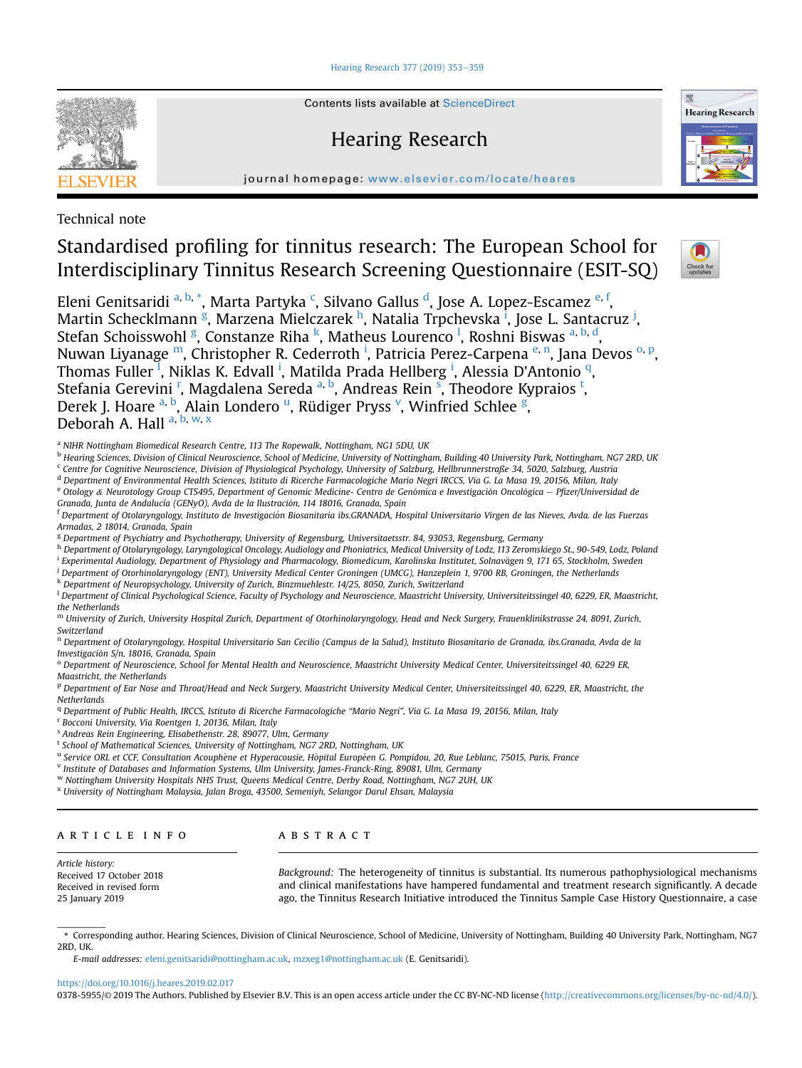Technical note

# Standardised profiling for tinnitus research: The European School for Interdisciplinary Tinnitus Research Screening Questionnaire (ESIT-SQ)

Eleni Genitsaridi [a, b, *], Marta Partyka [c], Silvano Gallus [d], Jose A. Lopez-Escamez [e, f], Martin Schecklmann [g], Marzena Mielczarek [h], Natalia Trpchevska [i], Jose L. Santacruz [j], Stefan Schoisswohl [g], Constanze Riha [k], Matheus Lourenco [l], Roshni Biswas [a, b, d], Nuwan Liyanage [m], Christopher R. Cederroth [i], Patricia Perez-Carpena [e, n], Jana Devos [o, p], Thomas Fuller [l], Niklas K. Edvall [i], Matilda Prada Hellberg [i], Alessia D'Antonio [q], Stefania Gerevini [r], Magdalena Sereda [a, b], Andreas Rein [s], Theodore Kypraios [t], Derek J. Hoare [a, b], Alain Londero [u], Rüdiger Pryss [v], Winfried Schlee [g], Deborah A. Hall [a, b, w, x]

[a] NIHR Nottingham Biomedical Research Centre, 113 The Ropewalk, Nottingham, NG1 5DU, UK
[b] Hearing Sciences, Division of Clinical Neuroscience, School of Medicine, University of Nottingham, Building 40 University Park, Nottingham, NG7 2RD, UK
[c] Centre for Cognitive Neuroscience, Division of Physiological Psychology, University of Salzburg, Hellbrunnerstraße 34, 5020, Salzburg, Austria
[d] Department of Environmental Health Sciences, Istituto di Ricerche Farmacologiche Mario Negri IRCCS, Via G. La Masa 19, 20156, Milan, Italy
[e] Otology & Neurotology Group CTS495, Department of Genomic Medicine- Centro de Genómica e Investigación Oncológica – Pfizer/Universidad de Granada, Junta de Andalucía (GENyO), Avda de la Ilustración, 114 18016, Granada, Spain
[f] Department of Otolaryngology, Instituto de Investigación Biosanitaria ibs.GRANADA, Hospital Universitario Virgen de las Nieves, Avda. de las Fuerzas Armadas, 2 18014, Granada, Spain
[g] Department of Psychiatry and Psychotherapy, University of Regensburg, Universitaetsstr. 84, 93053, Regensburg, Germany
[h] Department of Otolaryngology, Laryngological Oncology, Audiology and Phoniatrics, Medical University of Lodz, 113 Zeromskiego St., 90-549, Lodz, Poland
[i] Experimental Audiology, Department of Physiology and Pharmacology, Biomedicum, Karolinska Institutet, Solnavägen 9, 171 65, Stockholm, Sweden
[j] Department of Otorhinolaryngology (ENT), University Medical Center Groningen (UMCG), Hanzeplein 1, 9700 RB, Groningen, the Netherlands
[k] Department of Neuropsychology, University of Zurich, Binzmuehlestr. 14/25, 8050, Zurich, Switzerland
[l] Department of Clinical Psychological Science, Faculty of Psychology and Neuroscience, Maastricht University, Universiteitssingel 40, 6229, ER, Maastricht, the Netherlands
[m] University of Zurich, University Hospital Zurich, Department of Otorhinolaryngology, Head and Neck Surgery, Frauenklinikstrasse 24, 8091, Zurich, Switzerland
[n] Department of Otolaryngology, Hospital Universitario San Cecilio (Campus de la Salud), Instituto Biosanitario de Granada, ibs.Granada, Avda de la Investigación S/n, 18016, Granada, Spain
[o] Department of Neuroscience, School for Mental Health and Neuroscience, Maastricht University Medical Center, Universiteitssingel 40, 6229 ER, Maastricht, the Netherlands
[p] Department of Ear Nose and Throat/Head and Neck Surgery, Maastricht University Medical Center, Universiteitssingel 40, 6229, ER, Maastricht, the Netherlands
[q] Department of Public Health, IRCCS, Istituto di Ricerche Farmacologiche "Mario Negri", Via G. La Masa 19, 20156, Milan, Italy
[r] Bocconi University, Via Roentgen 1, 20136, Milan, Italy
[s] Andreas Rein Engineering, Elisabethenstr. 28, 89077, Ulm, Germany
[t] School of Mathematical Sciences, University of Nottingham, NG7 2RD, Nottingham, UK
[u] Service ORL et CCF, Consultation Acouphène et Hyperacousie, Hôpital Européen G. Pompidou, 20, Rue Leblanc, 75015, Paris, France
[v] Institute of Databases and Information Systems, Ulm University, James-Franck-Ring, 89081, Ulm, Germany
[w] Nottingham University Hospitals NHS Trust, Queens Medical Centre, Derby Road, Nottingham, NG7 2UH, UK
[x] University of Nottingham Malaysia, Jalan Broga, 43500, Semeniyh, Selangor Darul Ehsan, Malaysia

## ARTICLE INFO

*Article history:*
Received 17 October 2018
Received in revised form
25 January 2019

## ABSTRACT

*Background:* The heterogeneity of tinnitus is substantial. Its numerous pathophysiological mechanisms and clinical manifestations have hampered fundamental and treatment research significantly. A decade ago, the Tinnitus Research Initiative introduced the Tinnitus Sample Case History Questionnaire, a case

\* Corresponding author. Hearing Sciences, Division of Clinical Neuroscience, School of Medicine, University of Nottingham, Building 40 University Park, Nottingham, NG7 2RD, UK.

*E-mail addresses:* eleni.genitsaridi@nottingham.ac.uk, mzxeg1@nottingham.ac.uk (E. Genitsaridi).

https://doi.org/10.1016/j.heares.2019.02.017
0378-5955/© 2019 The Authors. Published by Elsevier B.V. This is an open access article under the CC BY-NC-ND license (http://creativecommons.org/licenses/by-nc-nd/4.0/).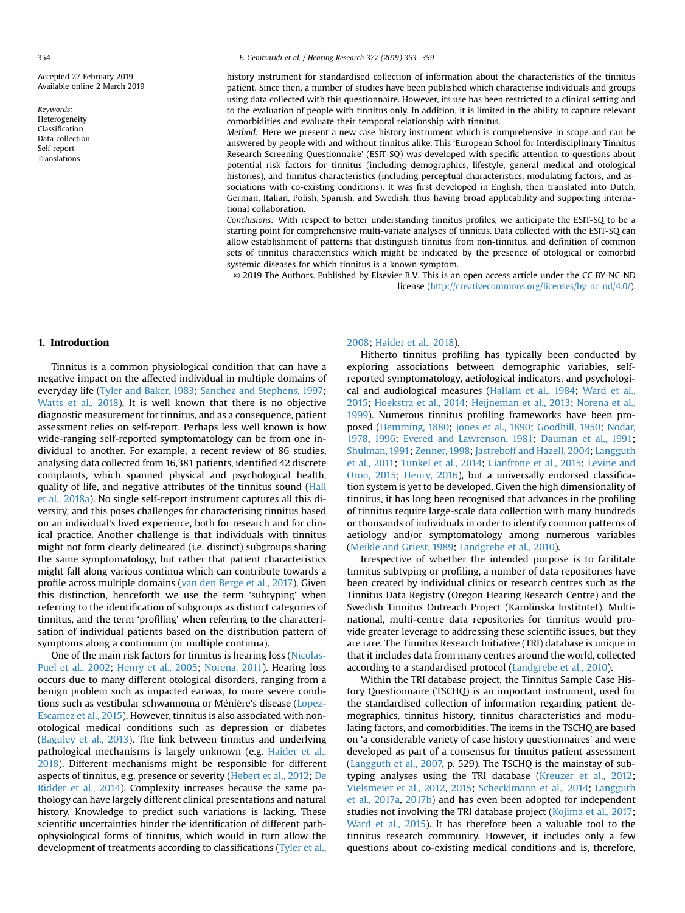Accepted 27 February 2019
Available online 2 March 2019

*Keywords:*
Heterogeneity
Classification
Data collection
Self report
Translations

history instrument for standardised collection of information about the characteristics of the tinnitus patient. Since then, a number of studies have been published which characterise individuals and groups using data collected with this questionnaire. However, its use has been restricted to a clinical setting and to the evaluation of people with tinnitus only. In addition, it is limited in the ability to capture relevant comorbidities and evaluate their temporal relationship with tinnitus.

*Method:* Here we present a new case history instrument which is comprehensive in scope and can be answered by people with and without tinnitus alike. This 'European School for Interdisciplinary Tinnitus Research Screening Questionnaire' (ESIT-SQ) was developed with specific attention to questions about potential risk factors for tinnitus (including demographics, lifestyle, general medical and otological histories), and tinnitus characteristics (including perceptual characteristics, modulating factors, and associations with co-existing conditions). It was first developed in English, then translated into Dutch, German, Italian, Polish, Spanish, and Swedish, thus having broad applicability and supporting international collaboration.

*Conclusions:* With respect to better understanding tinnitus profiles, we anticipate the ESIT-SQ to be a starting point for comprehensive multi-variate analyses of tinnitus. Data collected with the ESIT-SQ can allow establishment of patterns that distinguish tinnitus from non-tinnitus, and definition of common sets of tinnitus characteristics which might be indicated by the presence of otological or comorbid systemic diseases for which tinnitus is a known symptom.

© 2019 The Authors. Published by Elsevier B.V. This is an open access article under the CC BY-NC-ND license (http://creativecommons.org/licenses/by-nc-nd/4.0/).

## 1. Introduction

Tinnitus is a common physiological condition that can have a negative impact on the affected individual in multiple domains of everyday life (Tyler and Baker, 1983; Sanchez and Stephens, 1997; Watts et al., 2018). It is well known that there is no objective diagnostic measurement for tinnitus, and as a consequence, patient assessment relies on self-report. Perhaps less well known is how wide-ranging self-reported symptomatology can be from one individual to another. For example, a recent review of 86 studies, analysing data collected from 16,381 patients, identified 42 discrete complaints, which spanned physical and psychological health, quality of life, and negative attributes of the tinnitus sound (Hall et al., 2018a). No single self-report instrument captures all this diversity, and this poses challenges for characterising tinnitus based on an individual's lived experience, both for research and for clinical practice. Another challenge is that individuals with tinnitus might not form clearly delineated (i.e. distinct) subgroups sharing the same symptomatology, but rather that patient characteristics might fall along various continua which can contribute towards a profile across multiple domains (van den Berge et al., 2017). Given this distinction, henceforth we use the term 'subtyping' when referring to the identification of subgroups as distinct categories of tinnitus, and the term 'profiling' when referring to the characterisation of individual patients based on the distribution pattern of symptoms along a continuum (or multiple continua).

One of the main risk factors for tinnitus is hearing loss (Nicolas-Puel et al., 2002; Henry et al., 2005; Norena, 2011). Hearing loss occurs due to many different otological disorders, ranging from a benign problem such as impacted earwax, to more severe conditions such as vestibular schwannoma or Ménière's disease (Lopez-Escamez et al., 2015). However, tinnitus is also associated with non-otological medical conditions such as depression or diabetes (Baguley et al., 2013). The link between tinnitus and underlying pathological mechanisms is largely unknown (e.g. Haider et al., 2018). Different mechanisms might be responsible for different aspects of tinnitus, e.g. presence or severity (Hebert et al., 2012; De Ridder et al., 2014). Complexity increases because the same pathology can have largely different clinical presentations and natural history. Knowledge to predict such variations is lacking. These scientific uncertainties hinder the identification of different pathophysiological forms of tinnitus, which would in turn allow the development of treatments according to classifications (Tyler et al., 2008; Haider et al., 2018).

Hitherto tinnitus profiling has typically been conducted by exploring associations between demographic variables, self-reported symptomatology, aetiological indicators, and psychological and audiological measures (Hallam et al., 1984; Ward et al., 2015; Hoekstra et al., 2014; Heijneman et al., 2013; Norena et al., 1999). Numerous tinnitus profiling frameworks have been proposed (Hemming, 1880; Jones et al., 1890; Goodhill, 1950; Nodar, 1978, 1996; Evered and Lawrenson, 1981; Dauman et al., 1991; Shulman, 1991; Zenner, 1998; Jastreboff and Hazell, 2004; Langguth et al., 2011; Tunkel et al., 2014; Cianfrone et al., 2015; Levine and Oron, 2015; Henry, 2016), but a universally endorsed classification system is yet to be developed. Given the high dimensionality of tinnitus, it has long been recognised that advances in the profiling of tinnitus require large-scale data collection with many hundreds or thousands of individuals in order to identify common patterns of aetiology and/or symptomatology among numerous variables (Meikle and Griest, 1989; Landgrebe et al., 2010).

Irrespective of whether the intended purpose is to facilitate tinnitus subtyping or profiling, a number of data repositories have been created by individual clinics or research centres such as the Tinnitus Data Registry (Oregon Hearing Research Centre) and the Swedish Tinnitus Outreach Project (Karolinska Institutet). Multinational, multi-centre data repositories for tinnitus would provide greater leverage to addressing these scientific issues, but they are rare. The Tinnitus Research Initiative (TRI) database is unique in that it includes data from many centres around the world, collected according to a standardised protocol (Landgrebe et al., 2010).

Within the TRI database project, the Tinnitus Sample Case History Questionnaire (TSCHQ) is an important instrument, used for the standardised collection of information regarding patient demographics, tinnitus history, tinnitus characteristics and modulating factors, and comorbidities. The items in the TSCHQ are based on 'a considerable variety of case history questionnaires' and were developed as part of a consensus for tinnitus patient assessment (Langguth et al., 2007, p. 529). The TSCHQ is the mainstay of subtyping analyses using the TRI database (Kreuzer et al., 2012; Vielsmeier et al., 2012, 2015; Schecklmann et al., 2014; Langguth et al., 2017a, 2017b) and has even been adopted for independent studies not involving the TRI database project (Kojima et al., 2017; Ward et al., 2015). It has therefore been a valuable tool to the tinnitus research community. However, it includes only a few questions about co-existing medical conditions and is, therefore,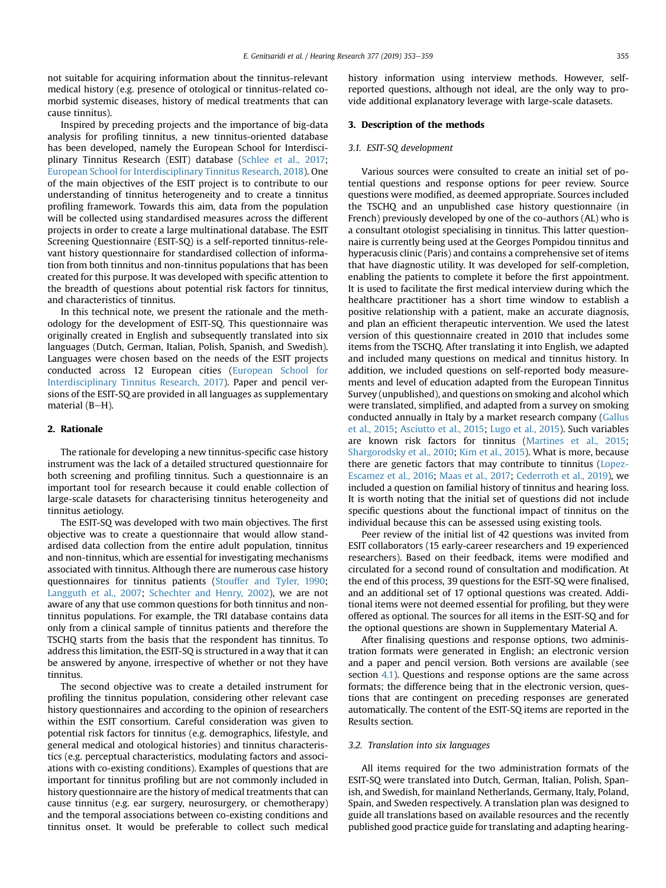not suitable for acquiring information about the tinnitus-relevant medical history (e.g. presence of otological or tinnitus-related comorbid systemic diseases, history of medical treatments that can cause tinnitus).

Inspired by preceding projects and the importance of big-data analysis for profiling tinnitus, a new tinnitus-oriented database has been developed, namely the European School for Interdisciplinary Tinnitus Research (ESIT) database (Schlee et al., 2017; European School for Interdisciplinary Tinnitus Research, 2018). One of the main objectives of the ESIT project is to contribute to our understanding of tinnitus heterogeneity and to create a tinnitus profiling framework. Towards this aim, data from the population will be collected using standardised measures across the different projects in order to create a large multinational database. The ESIT Screening Questionnaire (ESIT-SQ) is a self-reported tinnitus-relevant history questionnaire for standardised collection of information from both tinnitus and non-tinnitus populations that has been created for this purpose. It was developed with specific attention to the breadth of questions about potential risk factors for tinnitus, and characteristics of tinnitus.

In this technical note, we present the rationale and the methodology for the development of ESIT-SQ. This questionnaire was originally created in English and subsequently translated into six languages (Dutch, German, Italian, Polish, Spanish, and Swedish). Languages were chosen based on the needs of the ESIT projects conducted across 12 European cities (European School for Interdisciplinary Tinnitus Research, 2017). Paper and pencil versions of the ESIT-SQ are provided in all languages as supplementary material (B–H).

## 2. Rationale

The rationale for developing a new tinnitus-specific case history instrument was the lack of a detailed structured questionnaire for both screening and profiling tinnitus. Such a questionnaire is an important tool for research because it could enable collection of large-scale datasets for characterising tinnitus heterogeneity and tinnitus aetiology.

The ESIT-SQ was developed with two main objectives. The first objective was to create a questionnaire that would allow standardised data collection from the entire adult population, tinnitus and non-tinnitus, which are essential for investigating mechanisms associated with tinnitus. Although there are numerous case history questionnaires for tinnitus patients (Stouffer and Tyler, 1990; Langguth et al., 2007; Schechter and Henry, 2002), we are not aware of any that use common questions for both tinnitus and non-tinnitus populations. For example, the TRI database contains data only from a clinical sample of tinnitus patients and therefore the TSCHQ starts from the basis that the respondent has tinnitus. To address this limitation, the ESIT-SQ is structured in a way that it can be answered by anyone, irrespective of whether or not they have tinnitus.

The second objective was to create a detailed instrument for profiling the tinnitus population, considering other relevant case history questionnaires and according to the opinion of researchers within the ESIT consortium. Careful consideration was given to potential risk factors for tinnitus (e.g. demographics, lifestyle, and general medical and otological histories) and tinnitus characteristics (e.g. perceptual characteristics, modulating factors and associations with co-existing conditions). Examples of questions that are important for tinnitus profiling but are not commonly included in history questionnaire are the history of medical treatments that can cause tinnitus (e.g. ear surgery, neurosurgery, or chemotherapy) and the temporal associations between co-existing conditions and tinnitus onset. It would be preferable to collect such medical history information using interview methods. However, self-reported questions, although not ideal, are the only way to provide additional explanatory leverage with large-scale datasets.

## 3. Description of the methods

### 3.1. ESIT-SQ development

Various sources were consulted to create an initial set of potential questions and response options for peer review. Source questions were modified, as deemed appropriate. Sources included the TSCHQ and an unpublished case history questionnaire (in French) previously developed by one of the co-authors (AL) who is a consultant otologist specialising in tinnitus. This latter questionnaire is currently being used at the Georges Pompidou tinnitus and hyperacusis clinic (Paris) and contains a comprehensive set of items that have diagnostic utility. It was developed for self-completion, enabling the patients to complete it before the first appointment. It is used to facilitate the first medical interview during which the healthcare practitioner has a short time window to establish a positive relationship with a patient, make an accurate diagnosis, and plan an efficient therapeutic intervention. We used the latest version of this questionnaire created in 2010 that includes some items from the TSCHQ. After translating it into English, we adapted and included many questions on medical and tinnitus history. In addition, we included questions on self-reported body measurements and level of education adapted from the European Tinnitus Survey (unpublished), and questions on smoking and alcohol which were translated, simplified, and adapted from a survey on smoking conducted annually in Italy by a market research company (Gallus et al., 2015; Asciutto et al., 2015; Lugo et al., 2015). Such variables are known risk factors for tinnitus (Martines et al., 2015; Shargorodsky et al., 2010; Kim et al., 2015). What is more, because there are genetic factors that may contribute to tinnitus (Lopez-Escamez et al., 2016; Maas et al., 2017; Cederroth et al., 2019), we included a question on familial history of tinnitus and hearing loss. It is worth noting that the initial set of questions did not include specific questions about the functional impact of tinnitus on the individual because this can be assessed using existing tools.

Peer review of the initial list of 42 questions was invited from ESIT collaborators (15 early-career researchers and 19 experienced researchers). Based on their feedback, items were modified and circulated for a second round of consultation and modification. At the end of this process, 39 questions for the ESIT-SQ were finalised, and an additional set of 17 optional questions was created. Additional items were not deemed essential for profiling, but they were offered as optional. The sources for all items in the ESIT-SQ and for the optional questions are shown in Supplementary Material A.

After finalising questions and response options, two administration formats were generated in English; an electronic version and a paper and pencil version. Both versions are available (see section 4.1). Questions and response options are the same across formats; the difference being that in the electronic version, questions that are contingent on preceding responses are generated automatically. The content of the ESIT-SQ items are reported in the Results section.

### 3.2. Translation into six languages

All items required for the two administration formats of the ESIT-SQ were translated into Dutch, German, Italian, Polish, Spanish, and Swedish, for mainland Netherlands, Germany, Italy, Poland, Spain, and Sweden respectively. A translation plan was designed to guide all translations based on available resources and the recently published good practice guide for translating and adapting hearing-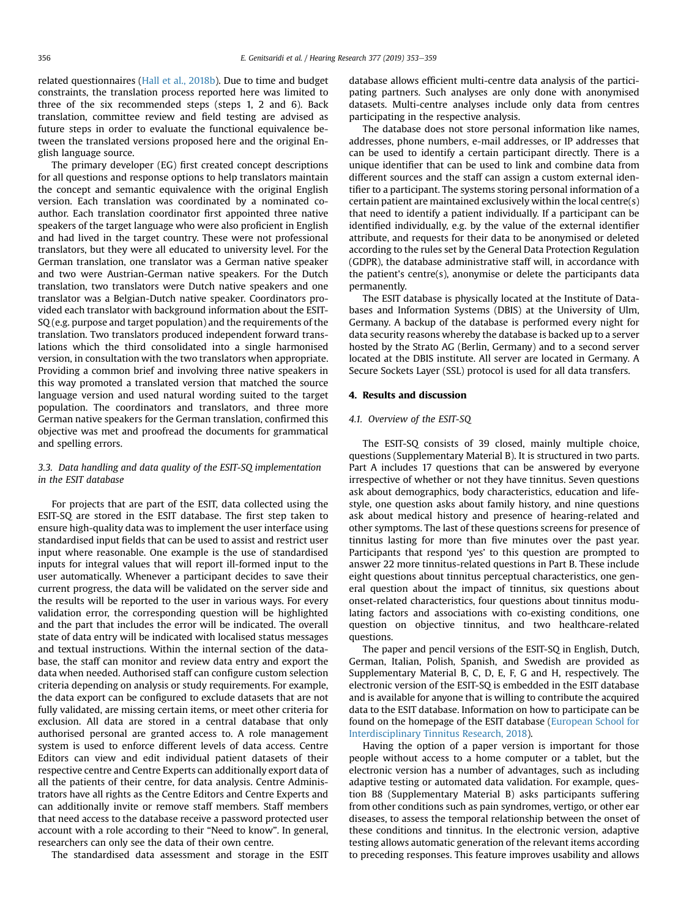related questionnaires (Hall et al., 2018b). Due to time and budget constraints, the translation process reported here was limited to three of the six recommended steps (steps 1, 2 and 6). Back translation, committee review and field testing are advised as future steps in order to evaluate the functional equivalence between the translated versions proposed here and the original English language source.

The primary developer (EG) first created concept descriptions for all questions and response options to help translators maintain the concept and semantic equivalence with the original English version. Each translation was coordinated by a nominated co-author. Each translation coordinator first appointed three native speakers of the target language who were also proficient in English and had lived in the target country. These were not professional translators, but they were all educated to university level. For the German translation, one translator was a German native speaker and two were Austrian-German native speakers. For the Dutch translation, two translators were Dutch native speakers and one translator was a Belgian-Dutch native speaker. Coordinators provided each translator with background information about the ESIT-SQ (e.g. purpose and target population) and the requirements of the translation. Two translators produced independent forward translations which the third consolidated into a single harmonised version, in consultation with the two translators when appropriate. Providing a common brief and involving three native speakers in this way promoted a translated version that matched the source language version and used natural wording suited to the target population. The coordinators and translators, and three more German native speakers for the German translation, confirmed this objective was met and proofread the documents for grammatical and spelling errors.

### 3.3. Data handling and data quality of the ESIT-SQ implementation in the ESIT database

For projects that are part of the ESIT, data collected using the ESIT-SQ are stored in the ESIT database. The first step taken to ensure high-quality data was to implement the user interface using standardised input fields that can be used to assist and restrict user input where reasonable. One example is the use of standardised inputs for integral values that will report ill-formed input to the user automatically. Whenever a participant decides to save their current progress, the data will be validated on the server side and the results will be reported to the user in various ways. For every validation error, the corresponding question will be highlighted and the part that includes the error will be indicated. The overall state of data entry will be indicated with localised status messages and textual instructions. Within the internal section of the database, the staff can monitor and review data entry and export the data when needed. Authorised staff can configure custom selection criteria depending on analysis or study requirements. For example, the data export can be configured to exclude datasets that are not fully validated, are missing certain items, or meet other criteria for exclusion. All data are stored in a central database that only authorised personal are granted access to. A role management system is used to enforce different levels of data access. Centre Editors can view and edit individual patient datasets of their respective centre and Centre Experts can additionally export data of all the patients of their centre, for data analysis. Centre Administrators have all rights as the Centre Editors and Centre Experts and can additionally invite or remove staff members. Staff members that need access to the database receive a password protected user account with a role according to their "Need to know". In general, researchers can only see the data of their own centre.

The standardised data assessment and storage in the ESIT database allows efficient multi-centre data analysis of the participating partners. Such analyses are only done with anonymised datasets. Multi-centre analyses include only data from centres participating in the respective analysis.

The database does not store personal information like names, addresses, phone numbers, e-mail addresses, or IP addresses that can be used to identify a certain participant directly. There is a unique identifier that can be used to link and combine data from different sources and the staff can assign a custom external identifier to a participant. The systems storing personal information of a certain patient are maintained exclusively within the local centre(s) that need to identify a patient individually. If a participant can be identified individually, e.g. by the value of the external identifier attribute, and requests for their data to be anonymised or deleted according to the rules set by the General Data Protection Regulation (GDPR), the database administrative staff will, in accordance with the patient's centre(s), anonymise or delete the participants data permanently.

The ESIT database is physically located at the Institute of Databases and Information Systems (DBIS) at the University of Ulm, Germany. A backup of the database is performed every night for data security reasons whereby the database is backed up to a server hosted by the Strato AG (Berlin, Germany) and to a second server located at the DBIS institute. All server are located in Germany. A Secure Sockets Layer (SSL) protocol is used for all data transfers.

## 4. Results and discussion

### 4.1. Overview of the ESIT-SQ

The ESIT-SQ consists of 39 closed, mainly multiple choice, questions (Supplementary Material B). It is structured in two parts. Part A includes 17 questions that can be answered by everyone irrespective of whether or not they have tinnitus. Seven questions ask about demographics, body characteristics, education and lifestyle, one question asks about family history, and nine questions ask about medical history and presence of hearing-related and other symptoms. The last of these questions screens for presence of tinnitus lasting for more than five minutes over the past year. Participants that respond 'yes' to this question are prompted to answer 22 more tinnitus-related questions in Part B. These include eight questions about tinnitus perceptual characteristics, one general question about the impact of tinnitus, six questions about onset-related characteristics, four questions about tinnitus modulating factors and associations with co-existing conditions, one question on objective tinnitus, and two healthcare-related questions.

The paper and pencil versions of the ESIT-SQ in English, Dutch, German, Italian, Polish, Spanish, and Swedish are provided as Supplementary Material B, C, D, E, F, G and H, respectively. The electronic version of the ESIT-SQ is embedded in the ESIT database and is available for anyone that is willing to contribute the acquired data to the ESIT database. Information on how to participate can be found on the homepage of the ESIT database (European School for Interdisciplinary Tinnitus Research, 2018).

Having the option of a paper version is important for those people without access to a home computer or a tablet, but the electronic version has a number of advantages, such as including adaptive testing or automated data validation. For example, question B8 (Supplementary Material B) asks participants suffering from other conditions such as pain syndromes, vertigo, or other ear diseases, to assess the temporal relationship between the onset of these conditions and tinnitus. In the electronic version, adaptive testing allows automatic generation of the relevant items according to preceding responses. This feature improves usability and allows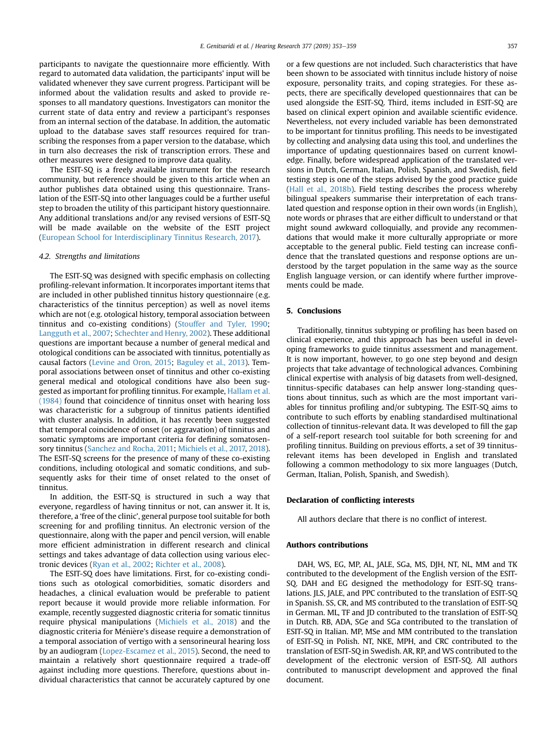participants to navigate the questionnaire more efficiently. With regard to automated data validation, the participants' input will be validated whenever they save current progress. Participant will be informed about the validation results and asked to provide responses to all mandatory questions. Investigators can monitor the current state of data entry and review a participant's responses from an internal section of the database. In addition, the automatic upload to the database saves staff resources required for transcribing the responses from a paper version to the database, which in turn also decreases the risk of transcription errors. These and other measures were designed to improve data quality.

The ESIT-SQ is a freely available instrument for the research community, but reference should be given to this article when an author publishes data obtained using this questionnaire. Translation of the ESIT-SQ into other languages could be a further useful step to broaden the utility of this participant history questionnaire. Any additional translations and/or any revised versions of ESIT-SQ will be made available on the website of the ESIT project (European School for Interdisciplinary Tinnitus Research, 2017).

### 4.2. Strengths and limitations

The ESIT-SQ was designed with specific emphasis on collecting profiling-relevant information. It incorporates important items that are included in other published tinnitus history questionnaire (e.g. characteristics of the tinnitus perception) as well as novel items which are not (e.g. otological history, temporal association between tinnitus and co-existing conditions) (Stouffer and Tyler, 1990; Langguth et al., 2007; Schechter and Henry, 2002). These additional questions are important because a number of general medical and otological conditions can be associated with tinnitus, potentially as causal factors (Levine and Oron, 2015; Baguley et al., 2013). Temporal associations between onset of tinnitus and other co-existing general medical and otological conditions have also been suggested as important for profiling tinnitus. For example, Hallam et al. (1984) found that coincidence of tinnitus onset with hearing loss was characteristic for a subgroup of tinnitus patients identified with cluster analysis. In addition, it has recently been suggested that temporal coincidence of onset (or aggravation) of tinnitus and somatic symptoms are important criteria for defining somatosensory tinnitus (Sanchez and Rocha, 2011; Michiels et al., 2017, 2018). The ESIT-SQ screens for the presence of many of these co-existing conditions, including otological and somatic conditions, and subsequently asks for their time of onset related to the onset of tinnitus.

In addition, the ESIT-SQ is structured in such a way that everyone, regardless of having tinnitus or not, can answer it. It is, therefore, a 'free of the clinic', general purpose tool suitable for both screening for and profiling tinnitus. An electronic version of the questionnaire, along with the paper and pencil version, will enable more efficient administration in different research and clinical settings and takes advantage of data collection using various electronic devices (Ryan et al., 2002; Richter et al., 2008).

The ESIT-SQ does have limitations. First, for co-existing conditions such as otological comorbidities, somatic disorders and headaches, a clinical evaluation would be preferable to patient report because it would provide more reliable information. For example, recently suggested diagnostic criteria for somatic tinnitus require physical manipulations (Michiels et al., 2018) and the diagnostic criteria for Ménière's disease require a demonstration of a temporal association of vertigo with a sensorineural hearing loss by an audiogram (Lopez-Escamez et al., 2015). Second, the need to maintain a relatively short questionnaire required a trade-off against including more questions. Therefore, questions about individual characteristics that cannot be accurately captured by one or a few questions are not included. Such characteristics that have been shown to be associated with tinnitus include history of noise exposure, personality traits, and coping strategies. For these aspects, there are specifically developed questionnaires that can be used alongside the ESIT-SQ. Third, items included in ESIT-SQ are based on clinical expert opinion and available scientific evidence. Nevertheless, not every included variable has been demonstrated to be important for tinnitus profiling. This needs to be investigated by collecting and analysing data using this tool, and underlines the importance of updating questionnaires based on current knowledge. Finally, before widespread application of the translated versions in Dutch, German, Italian, Polish, Spanish, and Swedish, field testing step is one of the steps advised by the good practice guide (Hall et al., 2018b). Field testing describes the process whereby bilingual speakers summarise their interpretation of each translated question and response option in their own words (in English), note words or phrases that are either difficult to understand or that might sound awkward colloquially, and provide any recommendations that would make it more culturally appropriate or more acceptable to the general public. Field testing can increase confidence that the translated questions and response options are understood by the target population in the same way as the source English language version, or can identify where further improvements could be made.

## 5. Conclusions

Traditionally, tinnitus subtyping or profiling has been based on clinical experience, and this approach has been useful in developing frameworks to guide tinnitus assessment and management. It is now important, however, to go one step beyond and design projects that take advantage of technological advances. Combining clinical expertise with analysis of big datasets from well-designed, tinnitus-specific databases can help answer long-standing questions about tinnitus, such as which are the most important variables for tinnitus profiling and/or subtyping. The ESIT-SQ aims to contribute to such efforts by enabling standardised multinational collection of tinnitus-relevant data. It was developed to fill the gap of a self-report research tool suitable for both screening for and profiling tinnitus. Building on previous efforts, a set of 39 tinnitus-relevant items has been developed in English and translated following a common methodology to six more languages (Dutch, German, Italian, Polish, Spanish, and Swedish).

## Declaration of conflicting interests

All authors declare that there is no conflict of interest.

## Authors contributions

DAH, WS, EG, MP, AL, JALE, SGa, MS, DJH, NT, NL, MM and TK contributed to the development of the English version of the ESIT-SQ. DAH and EG designed the methodology for ESIT-SQ translations. JLS, JALE, and PPC contributed to the translation of ESIT-SQ in Spanish. SS, CR, and MS contributed to the translation of ESIT-SQ in German. ML, TF and JD contributed to the translation of ESIT-SQ in Dutch. RB, ADA, SGe and SGa contributed to the translation of ESIT-SQ in Italian. MP, MSe and MM contributed to the translation of ESIT-SQ in Polish. NT, NKE, MPH, and CRC contributed to the translation of ESIT-SQ in Swedish. AR, RP, and WS contributed to the development of the electronic version of ESIT-SQ. All authors contributed to manuscript development and approved the final document.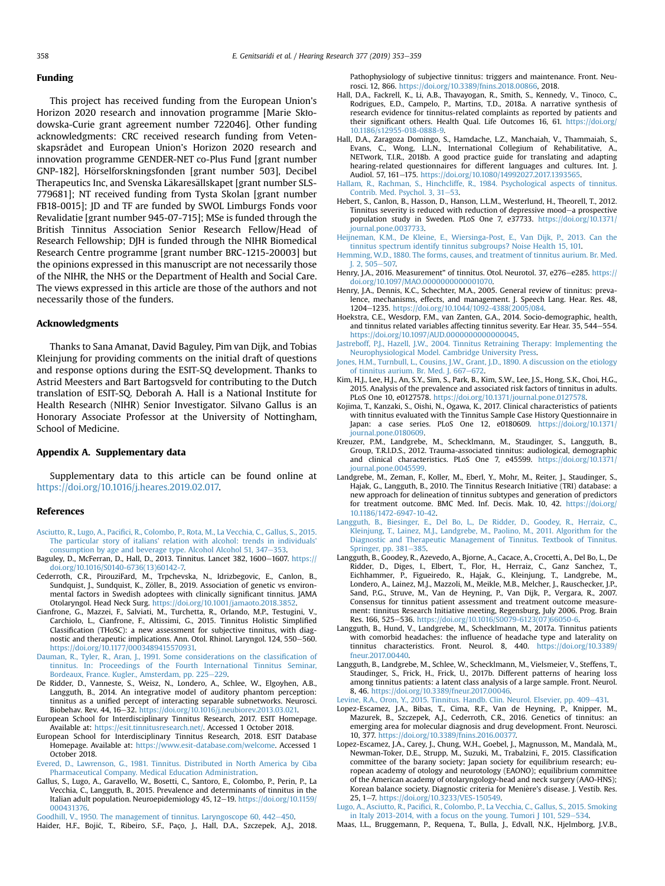## Funding

This project has received funding from the European Union's Horizon 2020 research and innovation programme [Marie Skłodowska-Curie grant agreement number 722046]. Other funding acknowledgments: CRC received research funding from Vetenskapsrådet and European Union's Horizon 2020 research and innovation programme GENDER-NET co-Plus Fund [grant number GNP-182], Hörselforskningsfonden [grant number 503], Decibel Therapeutics Inc, and Svenska Läkaresällskapet [grant number SLS-779681]; NT received funding from Tysta Skolan [grant number FB18-0015]; JD and TF are funded by SWOL Limburgs Fonds voor Revalidatie [grant number 945-07-715]; MSe is funded through the British Tinnitus Association Senior Research Fellow/Head of Research Fellowship; DJH is funded through the NIHR Biomedical Research Centre programme [grant number BRC-1215-20003] but the opinions expressed in this manuscript are not necessarily those of the NIHR, the NHS or the Department of Health and Social Care. The views expressed in this article are those of the authors and not necessarily those of the funders.

## Acknowledgments

Thanks to Sana Amanat, David Baguley, Pim van Dijk, and Tobias Kleinjung for providing comments on the initial draft of questions and response options during the ESIT-SQ development. Thanks to Astrid Meesters and Bart Bartogsveld for contributing to the Dutch translation of ESIT-SQ. Deborah A. Hall is a National Institute for Health Research (NIHR) Senior Investigator. Silvano Gallus is an Honorary Associate Professor at the University of Nottingham, School of Medicine.

## Appendix A. Supplementary data

Supplementary data to this article can be found online at https://doi.org/10.1016/j.heares.2019.02.017.

## References

Asciutto, R., Lugo, A., Pacifici, R., Colombo, P., Rota, M., La Vecchia, C., Gallus, S., 2015. The particular story of italians' relation with alcohol: trends in individuals' consumption by age and beverage type. Alcohol Alcohol 51, 347–353.

Baguley, D., McFerran, D., Hall, D., 2013. Tinnitus. Lancet 382, 1600–1607. https://doi.org/10.1016/S0140-6736(13)60142-7.

Cederroth, C.R., PirouziFard, M., Trpchevska, N., Idrizbegovic, E., Canlon, B., Sundquist, J., Sundquist, K., Zöller, B., 2019. Association of genetic vs environmental factors in Swedish adoptees with clinically significant tinnitus. JAMA Otolaryngol. Head Neck Surg. https://doi.org/10.1001/jamaoto.2018.3852.

Cianfrone, G., Mazzei, F., Salviati, M., Turchetta, R., Orlando, M.P., Testugini, V., Carchiolo, L., Cianfrone, F., Altissimi, G., 2015. Tinnitus Holistic Simplified Classification (THoSC): a new assessment for subjective tinnitus, with diagnostic and therapeutic implications. Ann. Otol. Rhinol. Laryngol. 124, 550–560. https://doi.org/10.1177/0003489415570931.

Dauman, R., Tyler, R., Aran, J., 1991. Some considerations on the classification of tinnitus. In: Proceedings of the Fourth International Tinnitus Seminar, Bordeaux, France. Kugler., Amsterdam, pp. 225–229.

De Ridder, D., Vanneste, S., Weisz, N., Londero, A., Schlee, W., Elgoyhen, A.B., Langguth, B., 2014. An integrative model of auditory phantom perception: tinnitus as a unified percept of interacting separable subnetworks. Neurosci. Biobehav. Rev. 44, 16–32. https://doi.org/10.1016/j.neubiorev.2013.03.021.

European School for Interdisciplinary Tinnitus Research, 2017. ESIT Homepage. Available at: https://esit.tinnitusresearch.net/. Accessed 1 October 2018.

European School for Interdisciplinary Tinnitus Research, 2018. ESIT Database Homepage. Available at: https://www.esit-database.com/welcome. Accessed 1 October 2018.

Evered, D., Lawrenson, G., 1981. Tinnitus. Distributed in North America by Ciba Pharmaceutical Company. Medical Education Administration.

Gallus, S., Lugo, A., Garavello, W., Bosetti, C., Santoro, E., Colombo, P., Perin, P., La Vecchia, C., Langguth, B., 2015. Prevalence and determinants of tinnitus in the Italian adult population. Neuroepidemiology 45, 12–19. https://doi.org/10.1159/000431376.

Goodhill, V., 1950. The management of tinnitus. Laryngoscope 60, 442–450.

Haider, H.F., Bojić, T., Ribeiro, S.F., Paço, J., Hall, D.A., Szczepek, A.J., 2018. Pathophysiology of subjective tinnitus: triggers and maintenance. Front. Neurosci. 12, 866. https://doi.org/10.3389/fnins.2018.00866, 2018.

Hall, D.A., Fackrell, K., Li, A.B., Thavayogan, R., Smith, S., Kennedy, V., Tinoco, C., Rodrigues, E.D., Campelo, P., Martins, T.D., 2018a. A narrative synthesis of research evidence for tinnitus-related complaints as reported by patients and their significant others. Health Qual. Life Outcomes 16, 61. https://doi.org/10.1186/s12955-018-0888-9.

Hall, D.A., Zaragoza Domingo, S., Hamdache, L.Z., Manchaiah, V., Thammaiah, S., Evans, C., Wong, L.L.N., International Collegium of Rehabilitative, A., NETwork, T.I.R., 2018b. A good practice guide for translating and adapting hearing-related questionnaires for different languages and cultures. Int. J. Audiol. 57, 161–175. https://doi.org/10.1080/14992027.2017.1393565.

Hallam, R., Rachman, S., Hinchcliffe, R., 1984. Psychological aspects of tinnitus. Contrib. Med. Psychol. 3, 31–53.

Hebert, S., Canlon, B., Hasson, D., Hanson, L.L.M., Westerlund, H., Theorell, T., 2012. Tinnitus severity is reduced with reduction of depressive mood—a prospective population study in Sweden. PLoS One 7, e37733. https://doi.org/10.1371/journal.pone.0037733.

Heijneman, K.M., De Kleine, E., Wiersinga-Post, E., Van Dijk, P., 2013. Can the tinnitus spectrum identify tinnitus subgroups? Noise Health 15, 101.

Hemming, W.D., 1880. The forms, causes, and treatment of tinnitus aurium. Br. Med. J. 2, 505–507.

Henry, J.A., 2016. Measurement" of tinnitus. Otol. Neurotol. 37, e276–e285. https://doi.org/10.1097/MAO.0000000000001070.

Henry, J.A., Dennis, K.C., Schechter, M.A., 2005. General review of tinnitus: prevalence, mechanisms, effects, and management. J. Speech Lang. Hear. Res. 48, 1204–1235. https://doi.org/10.1044/1092-4388(2005/084.

Hoekstra, C.E., Wesdorp, F.M., van Zanten, G.A., 2014. Socio-demographic, health, and tinnitus related variables affecting tinnitus severity. Ear Hear. 35, 544–554. https://doi.org/10.1097/AUD.0000000000000045.

Jastreboff, P.J., Hazell, J.W., 2004. Tinnitus Retraining Therapy: Implementing the Neurophysiological Model. Cambridge University Press.

Jones, H.M., Turnbull, L., Cousins, J.W., Grant, J.D., 1890. A discussion on the etiology of tinnitus aurium. Br. Med. J. 667–672.

Kim, H.J., Lee, H.J., An, S.Y., Sim, S., Park, B., Kim, S.W., Lee, J.S., Hong, S.K., Choi, H.G., 2015. Analysis of the prevalence and associated risk factors of tinnitus in adults. PLoS One 10, e0127578. https://doi.org/10.1371/journal.pone.0127578.

Kojima, T., Kanzaki, S., Oishi, N., Ogawa, K., 2017. Clinical characteristics of patients with tinnitus evaluated with the Tinnitus Sample Case History Questionnaire in Japan: a case series. PLoS One 12, e0180609. https://doi.org/10.1371/journal.pone.0180609.

Kreuzer, P.M., Landgrebe, M., Schecklmann, M., Staudinger, S., Langguth, B., Group, T.R.I.D.S., 2012. Trauma-associated tinnitus: audiological, demographic and clinical characteristics. PLoS One 7, e45599. https://doi.org/10.1371/journal.pone.0045599.

Landgrebe, M., Zeman, F., Koller, M., Eberl, Y., Mohr, M., Reiter, J., Staudinger, S., Hajak, G., Langguth, B., 2010. The Tinnitus Research Initiative (TRI) database: a new approach for delineation of tinnitus subtypes and generation of predictors for treatment outcome. BMC Med. Inf. Decis. Mak. 10, 42. https://doi.org/10.1186/1472-6947-10-42.

Langguth, B., Biesinger, E., Del Bo, L., De Ridder, D., Goodey, R., Herraiz, C., Kleinjung, T., Lainez, M.J., Landgrebe, M., Paolino, M., 2011. Algorithm for the Diagnostic and Therapeutic Management of Tinnitus. Textbook of Tinnitus. Springer, pp. 381–385.

Langguth, B., Goodey, R., Azevedo, A., Bjorne, A., Cacace, A., Crocetti, A., Del Bo, L., De Ridder, D., Diges, I., Elbert, T., Flor, H., Herraiz, C., Ganz Sanchez, T., Eichhammer, P., Figueiredo, R., Hajak, G., Kleinjung, T., Landgrebe, M., Londero, A., Lainez, M.J., Mazzoli, M., Meikle, M.B., Melcher, J., Rauschecker, J.P., Sand, P.G., Struve, M., Van de Heyning, P., Van Dijk, P., Vergara, R., 2007. Consensus for tinnitus patient assessment and treatment outcome measurement: tinnitus Research Initiative meeting, Regensburg, July 2006. Prog. Brain Res. 166, 525–536. https://doi.org/10.1016/S0079-6123(07)66050-6.

Langguth, B., Hund, V., Landgrebe, M., Schecklmann, M., 2017a. Tinnitus patients with comorbid headaches: the influence of headache type and laterality on tinnitus characteristics. Front. Neurol. 8, 440. https://doi.org/10.3389/fneur.2017.00440.

Langguth, B., Landgrebe, M., Schlee, W., Schecklmann, M., Vielsmeier, V., Steffens, T., Staudinger, S., Frick, H., Frick, U., 2017b. Different patterns of hearing loss among tinnitus patients: a latent class analysis of a large sample. Front. Neurol. 8, 46. https://doi.org/10.3389/fneur.2017.00046.

Levine, R.A., Oron, Y., 2015. Tinnitus. Handb. Clin. Neurol. Elsevier, pp. 409–431.

Lopez-Escamez, J.A., Bibas, T., Cima, R.F., Van de Heyning, P., Knipper, M., Mazurek, B., Szczepek, A.J., Cederroth, C.R., 2016. Genetics of tinnitus: an emerging area for molecular diagnosis and drug development. Front. Neurosci. 10, 377. https://doi.org/10.3389/fnins.2016.00377.

Lopez-Escamez, J.A., Carey, J., Chung, W.H., Goebel, J., Magnusson, M., Mandalà, M., Newman-Toker, D.E., Strupp, M., Suzuki, M., Trabalzini, F., 2015. Classification committee of the barany society; Japan society for equilibrium research; european academy of otology and neurotology (EAONO); equilibrium committee of the American academy of otolaryngology-head and neck surgery (AAO-HNS); Korean balance society. Diagnostic criteria for Menière's disease. J. Vestib. Res. 25, 1–7. https://doi.org/10.3233/VES-150549.

Lugo, A., Asciutto, R., Pacifici, R., Colombo, P., La Vecchia, C., Gallus, S., 2015. Smoking in Italy 2013-2014, with a focus on the young. Tumori J 101, 529–534.

Maas, I.L., Bruggemann, P., Requena, T., Bulla, J., Edvall, N.K., Hjelmborg, J.V.B.,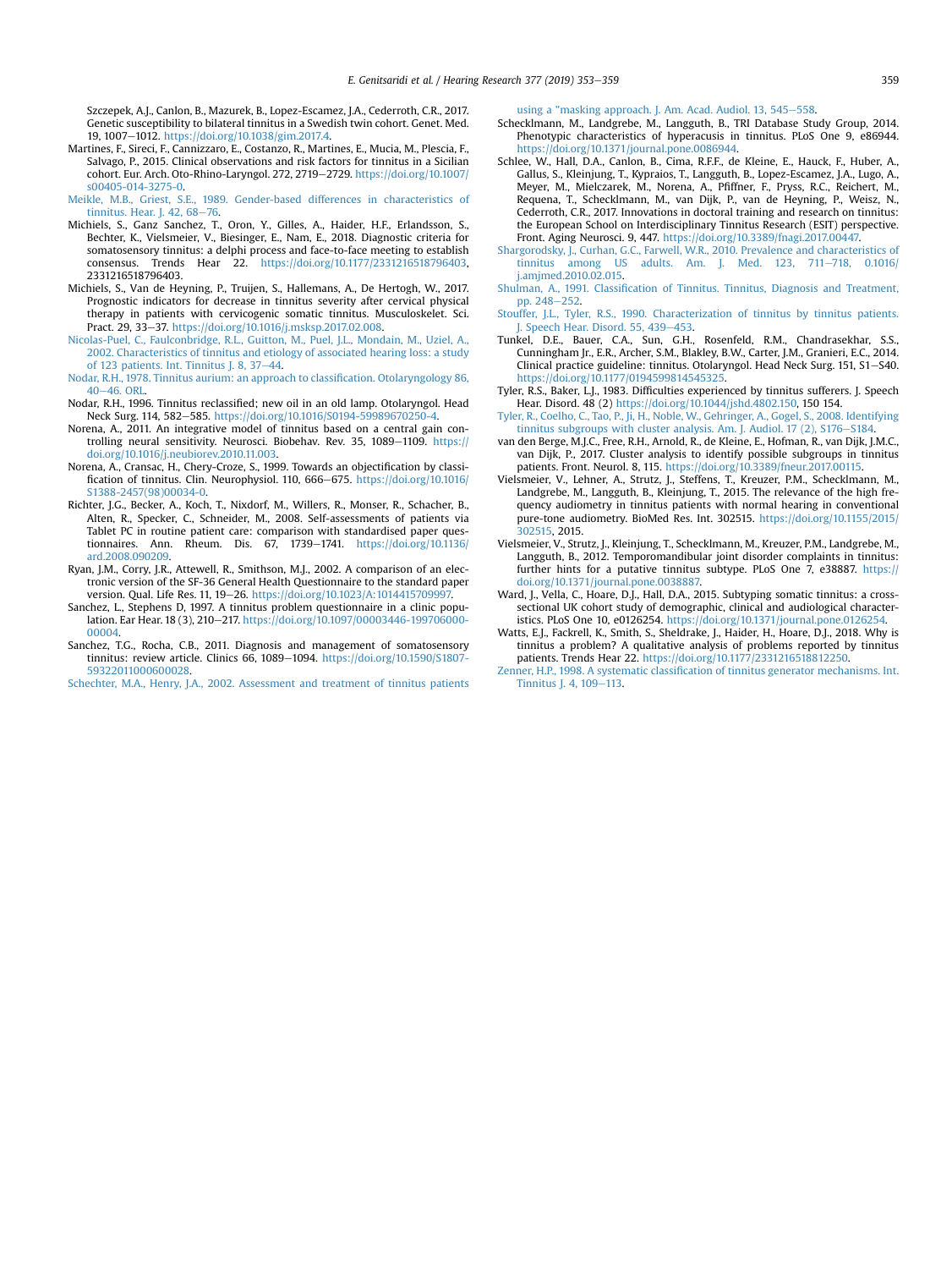Szczepek, A.J., Canlon, B., Mazurek, B., Lopez-Escamez, J.A., Cederroth, C.R., 2017. Genetic susceptibility to bilateral tinnitus in a Swedish twin cohort. Genet. Med. 19, 1007–1012. https://doi.org/10.1038/gim.2017.4.

Martines, F., Sireci, F., Cannizzaro, E., Costanzo, R., Martines, E., Mucia, M., Plescia, F., Salvago, P., 2015. Clinical observations and risk factors for tinnitus in a Sicilian cohort. Eur. Arch. Oto-Rhino-Laryngol. 272, 2719–2729. https://doi.org/10.1007/s00405-014-3275-0.

Meikle, M.B., Griest, S.E., 1989. Gender-based differences in characteristics of tinnitus. Hear. J. 42, 68–76.

Michiels, S., Ganz Sanchez, T., Oron, Y., Gilles, A., Haider, H.F., Erlandsson, S., Bechter, K., Vielsmeier, V., Biesinger, E., Nam, E., 2018. Diagnostic criteria for somatosensory tinnitus: a delphi process and face-to-face meeting to establish consensus. Trends Hear 22. https://doi.org/10.1177/2331216518796403, 2331216518796403.

Michiels, S., Van de Heyning, P., Truijen, S., Hallemans, A., De Hertogh, W., 2017. Prognostic indicators for decrease in tinnitus severity after cervical physical therapy in patients with cervicogenic somatic tinnitus. Musculoskelet. Sci. Pract. 29, 33–37. https://doi.org/10.1016/j.msksp.2017.02.008.

Nicolas-Puel, C., Faulconbridge, R.L., Guitton, M., Puel, J.L., Mondain, M., Uziel, A., 2002. Characteristics of tinnitus and etiology of associated hearing loss: a study of 123 patients. Int. Tinnitus J. 8, 37–44.

Nodar, R.H., 1978. Tinnitus aurium: an approach to classification. Otolaryngology 86, 40–46. ORL.

Nodar, R.H., 1996. Tinnitus reclassified; new oil in an old lamp. Otolaryngol. Head Neck Surg. 114, 582–585. https://doi.org/10.1016/S0194-59989670250-4.

Norena, A., 2011. An integrative model of tinnitus based on a central gain controlling neural sensitivity. Neurosci. Biobehav. Rev. 35, 1089–1109. https://doi.org/10.1016/j.neubiorev.2010.11.003.

Norena, A., Cransac, H., Chery-Croze, S., 1999. Towards an objectification by classification of tinnitus. Clin. Neurophysiol. 110, 666–675. https://doi.org/10.1016/S1388-2457(98)00034-0.

Richter, J.G., Becker, A., Koch, T., Nixdorf, M., Willers, R., Monser, R., Schacher, B., Alten, R., Specker, C., Schneider, M., 2008. Self-assessments of patients via Tablet PC in routine patient care: comparison with standardised paper questionnaires. Ann. Rheum. Dis. 67, 1739–1741. https://doi.org/10.1136/ard.2008.090209.

Ryan, J.M., Corry, J.R., Attewell, R., Smithson, M.J., 2002. A comparison of an electronic version of the SF-36 General Health Questionnaire to the standard paper version. Qual. Life Res. 11, 19–26. https://doi.org/10.1023/A:1014415709997.

Sanchez, L., Stephens D, 1997. A tinnitus problem questionnaire in a clinic population. Ear Hear. 18 (3), 210–217. https://doi.org/10.1097/00003446-199706000-00004.

Sanchez, T.G., Rocha, C.B., 2011. Diagnosis and management of somatosensory tinnitus: review article. Clinics 66, 1089–1094. https://doi.org/10.1590/S1807-59322011000600028.

Schechter, M.A., Henry, J.A., 2002. Assessment and treatment of tinnitus patients using a "masking approach. J. Am. Acad. Audiol. 13, 545–558.

Schecklmann, M., Landgrebe, M., Langguth, B., TRI Database Study Group, 2014. Phenotypic characteristics of hyperacusis in tinnitus. PLoS One 9, e86944. https://doi.org/10.1371/journal.pone.0086944.

Schlee, W., Hall, D.A., Canlon, B., Cima, R.F.F., de Kleine, E., Hauck, F., Huber, A., Gallus, S., Kleinjung, T., Kypraios, T., Langguth, B., Lopez-Escamez, J.A., Lugo, A., Meyer, M., Mielczarek, M., Norena, A., Pfiffner, F., Pryss, R.C., Reichert, M., Requena, T., Schecklmann, M., van Dijk, P., van de Heyning, P., Weisz, N., Cederroth, C.R., 2017. Innovations in doctoral training and research on tinnitus: the European School on Interdisciplinary Tinnitus Research (ESIT) perspective. Front. Aging Neurosci. 9, 447. https://doi.org/10.3389/fnagi.2017.00447.

Shargorodsky, J., Curhan, G.C., Farwell, W.R., 2010. Prevalence and characteristics of tinnitus among US adults. Am. J. Med. 123, 711–718, 0.1016/j.amjmed.2010.02.015.

Shulman, A., 1991. Classification of Tinnitus. Tinnitus, Diagnosis and Treatment, pp. 248–252.

Stouffer, J.L., Tyler, R.S., 1990. Characterization of tinnitus by tinnitus patients. J. Speech Hear. Disord. 55, 439–453.

Tunkel, D.E., Bauer, C.A., Sun, G.H., Rosenfeld, R.M., Chandrasekhar, S.S., Cunningham Jr., E.R., Archer, S.M., Blakley, B.W., Carter, J.M., Granieri, E.C., 2014. Clinical practice guideline: tinnitus. Otolaryngol. Head Neck Surg. 151, S1–S40. https://doi.org/10.1177/0194599814545325.

Tyler, R.S., Baker, L.J., 1983. Difficulties experienced by tinnitus sufferers. J. Speech Hear. Disord. 48 (2) https://doi.org/10.1044/jshd.4802.150, 150 154.

Tyler, R., Coelho, C., Tao, P., Ji, H., Noble, W., Gehringer, A., Gogel, S., 2008. Identifying tinnitus subgroups with cluster analysis. Am. J. Audiol. 17 (2), S176–S184.

van den Berge, M.J.C., Free, R.H., Arnold, R., de Kleine, E., Hofman, R., van Dijk, J.M.C., van Dijk, P., 2017. Cluster analysis to identify possible subgroups in tinnitus patients. Front. Neurol. 8, 115. https://doi.org/10.3389/fneur.2017.00115.

Vielsmeier, V., Lehner, A., Strutz, J., Steffens, T., Kreuzer, P.M., Schecklmann, M., Landgrebe, M., Langguth, B., Kleinjung, T., 2015. The relevance of the high frequency audiometry in tinnitus patients with normal hearing in conventional pure-tone audiometry. BioMed Res. Int. 302515. https://doi.org/10.1155/2015/302515, 2015.

Vielsmeier, V., Strutz, J., Kleinjung, T., Schecklmann, M., Kreuzer, P.M., Landgrebe, M., Langguth, B., 2012. Temporomandibular joint disorder complaints in tinnitus: further hints for a putative tinnitus subtype. PLoS One 7, e38887. https://doi.org/10.1371/journal.pone.0038887.

Ward, J., Vella, C., Hoare, D.J., Hall, D.A., 2015. Subtyping somatic tinnitus: a cross-sectional UK cohort study of demographic, clinical and audiological characteristics. PLoS One 10, e0126254. https://doi.org/10.1371/journal.pone.0126254.

Watts, E.J., Fackrell, K., Smith, S., Sheldrake, J., Haider, H., Hoare, D.J., 2018. Why is tinnitus a problem? A qualitative analysis of problems reported by tinnitus patients. Trends Hear 22. https://doi.org/10.1177/2331216518812250.

Zenner, H.P., 1998. A systematic classification of tinnitus generator mechanisms. Int. Tinnitus J. 4, 109–113.